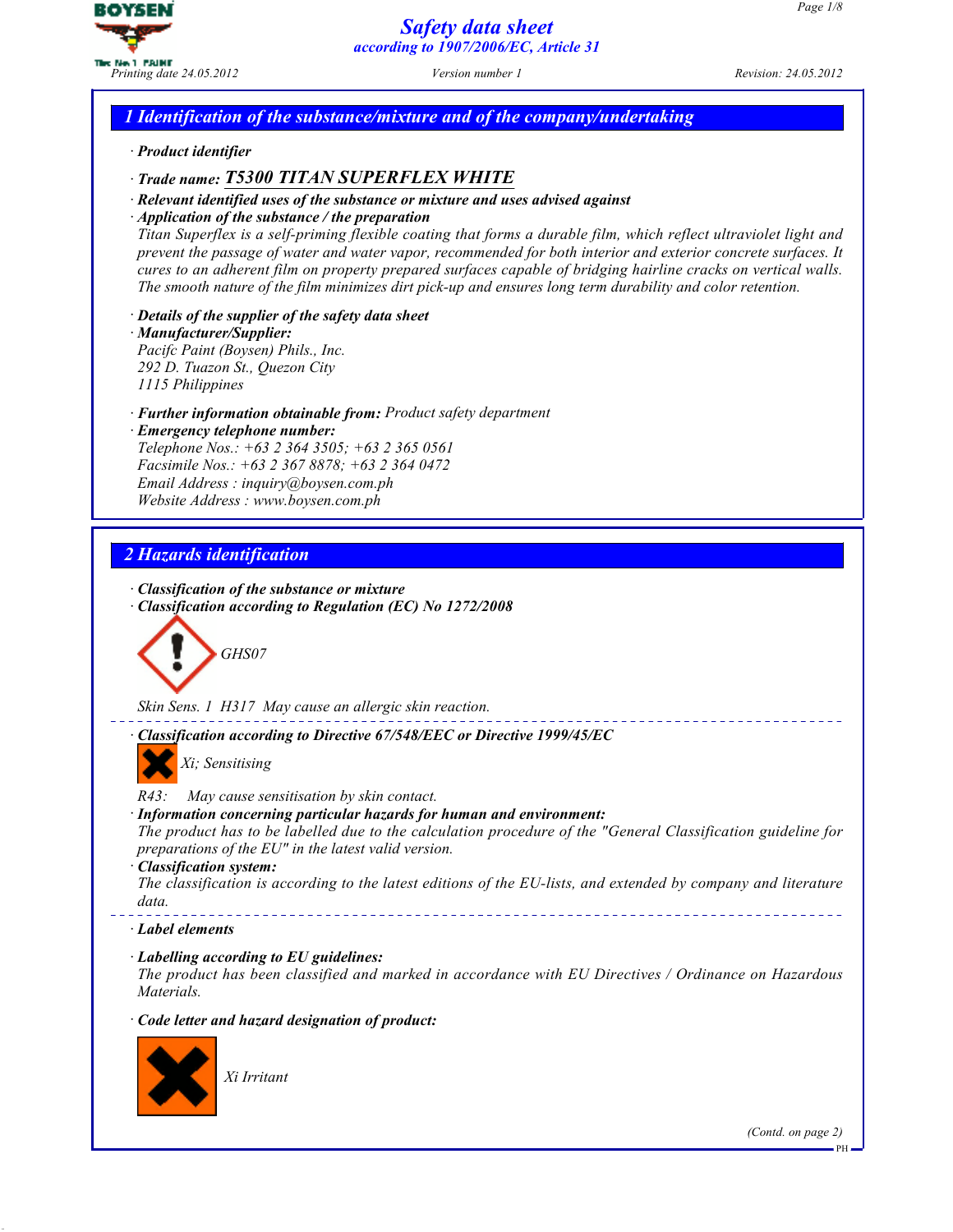# Safety data sheet
*according to 1907/2006/EC, Article 31*

Printing date 24.05.2012 — Version number 1 — Revision: 24.05.2012

## 1 Identification of the substance/mixture and of the company/undertaking

· **Product identifier**

· **Trade name: T5300 TITAN SUPERFLEX WHITE**

· **Relevant identified uses of the substance or mixture and uses advised against**

· **Application of the substance / the preparation**

Titan Superflex is a self-priming flexible coating that forms a durable film, which reflect ultraviolet light and prevent the passage of water and water vapor, recommended for both interior and exterior concrete surfaces. It cures to an adherent film on property prepared surfaces capable of bridging hairline cracks on vertical walls. The smooth nature of the film minimizes dirt pick-up and ensures long term durability and color retention.

· **Details of the supplier of the safety data sheet**

· **Manufacturer/Supplier:**

Pacifc Paint (Boysen) Phils., Inc.
292 D. Tuazon St., Quezon City
1115 Philippines

· **Further information obtainable from:** Product safety department

· **Emergency telephone number:**

Telephone Nos.: +63 2 364 3505; +63 2 365 0561
Facsimile Nos.: +63 2 367 8878; +63 2 364 0472
Email Address : inquiry@boysen.com.ph
Website Address : www.boysen.com.ph

## 2 Hazards identification

· **Classification of the substance or mixture**

· **Classification according to Regulation (EC) No 1272/2008**

GHS07

Skin Sens. 1 H317 May cause an allergic skin reaction.

· **Classification according to Directive 67/548/EEC or Directive 1999/45/EC**

Xi; Sensitising

R43: May cause sensitisation by skin contact.

· **Information concerning particular hazards for human and environment:**

The product has to be labelled due to the calculation procedure of the "General Classification guideline for preparations of the EU" in the latest valid version.

· **Classification system:**

The classification is according to the latest editions of the EU-lists, and extended by company and literature data.

· **Label elements**

· **Labelling according to EU guidelines:**

The product has been classified and marked in accordance with EU Directives / Ordinance on Hazardous Materials.

· **Code letter and hazard designation of product:**

Xi Irritant

(Contd. on page 2)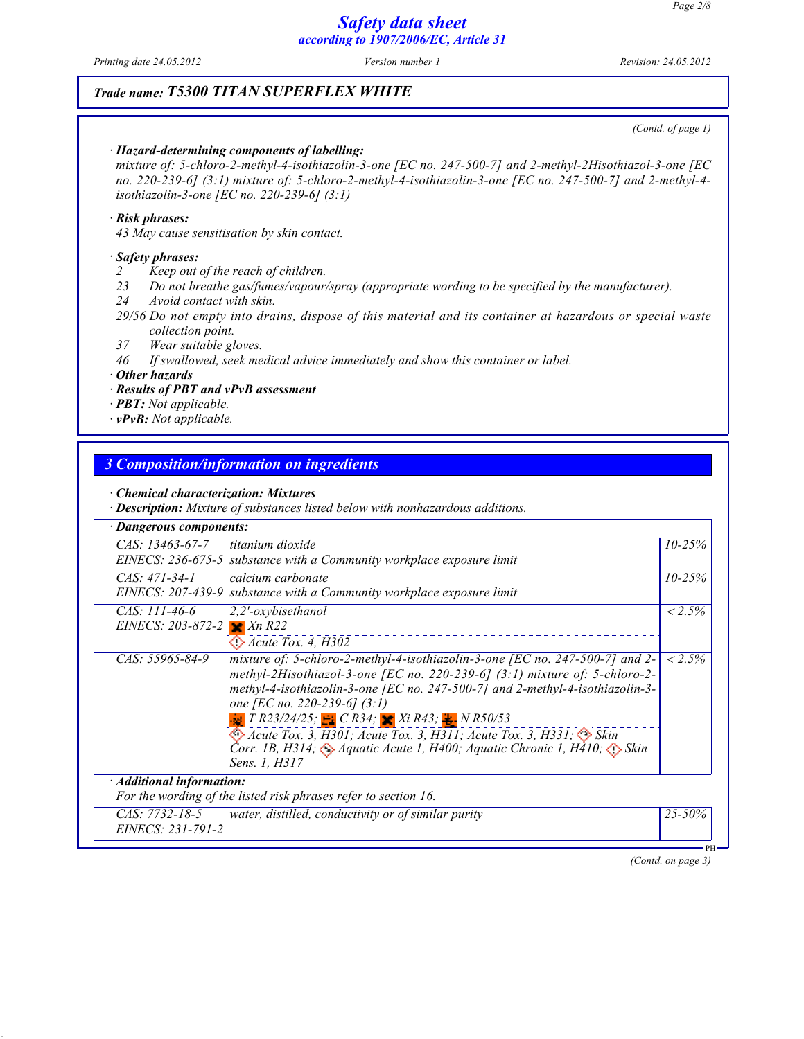## Safety data sheet
### according to 1907/2006/EC, Article 31

Printing date 24.05.2012 | Version number 1 | Revision: 24.05.2012

**Trade name: T5300 TITAN SUPERFLEX WHITE**

(Contd. of page 1)

· **Hazard-determining components of labelling:**
mixture of: 5-chloro-2-methyl-4-isothiazolin-3-one [EC no. 247-500-7] and 2-methyl-2Hisothiazol-3-one [EC no. 220-239-6] (3:1) mixture of: 5-chloro-2-methyl-4-isothiazolin-3-one [EC no. 247-500-7] and 2-methyl-4-isothiazolin-3-one [EC no. 220-239-6] (3:1)

· **Risk phrases:**
43 May cause sensitisation by skin contact.

· **Safety phrases:**
- 2 Keep out of the reach of children.
- 23 Do not breathe gas/fumes/vapour/spray (appropriate wording to be specified by the manufacturer).
- 24 Avoid contact with skin.
- 29/56 Do not empty into drains, dispose of this material and its container at hazardous or special waste collection point.
- 37 Wear suitable gloves.
- 46 If swallowed, seek medical advice immediately and show this container or label.

· **Other hazards**
· **Results of PBT and vPvB assessment**
· **PBT:** Not applicable.
· **vPvB:** Not applicable.

## 3 Composition/information on ingredients

· **Chemical characterization: Mixtures**
· **Description:** Mixture of substances listed below with nonhazardous additions.

· **Dangerous components:**

| CAS / EINECS | Component | Content |
|---|---|---|
| CAS: 13463-67-7<br>EINECS: 236-675-5 | titanium dioxide<br>substance with a Community workplace exposure limit | 10-25% |
| CAS: 471-34-1<br>EINECS: 207-439-9 | calcium carbonate<br>substance with a Community workplace exposure limit | 10-25% |
| CAS: 111-46-6<br>EINECS: 203-872-2 | 2,2'-oxybisethanol<br>Xn R22<br>Acute Tox. 4, H302 | ≤ 2.5% |
| CAS: 55965-84-9 | mixture of: 5-chloro-2-methyl-4-isothiazolin-3-one [EC no. 247-500-7] and 2-methyl-2Hisothiazol-3-one [EC no. 220-239-6] (3:1) mixture of: 5-chloro-2-methyl-4-isothiazolin-3-one [EC no. 247-500-7] and 2-methyl-4-isothiazolin-3-one [EC no. 220-239-6] (3:1)<br>T R23/24/25; C R34; Xi R43; N R50/53<br>Acute Tox. 3, H301; Acute Tox. 3, H311; Acute Tox. 3, H331; Skin Corr. 1B, H314; Aquatic Acute 1, H400; Aquatic Chronic 1, H410; Skin Sens. 1, H317 | ≤ 2.5% |

· **Additional information:**
For the wording of the listed risk phrases refer to section 16.

| CAS / EINECS | Component | Content |
|---|---|---|
| CAS: 7732-18-5<br>EINECS: 231-791-2 | water, distilled, conductivity or of similar purity | 25-50% |

(Contd. on page 3)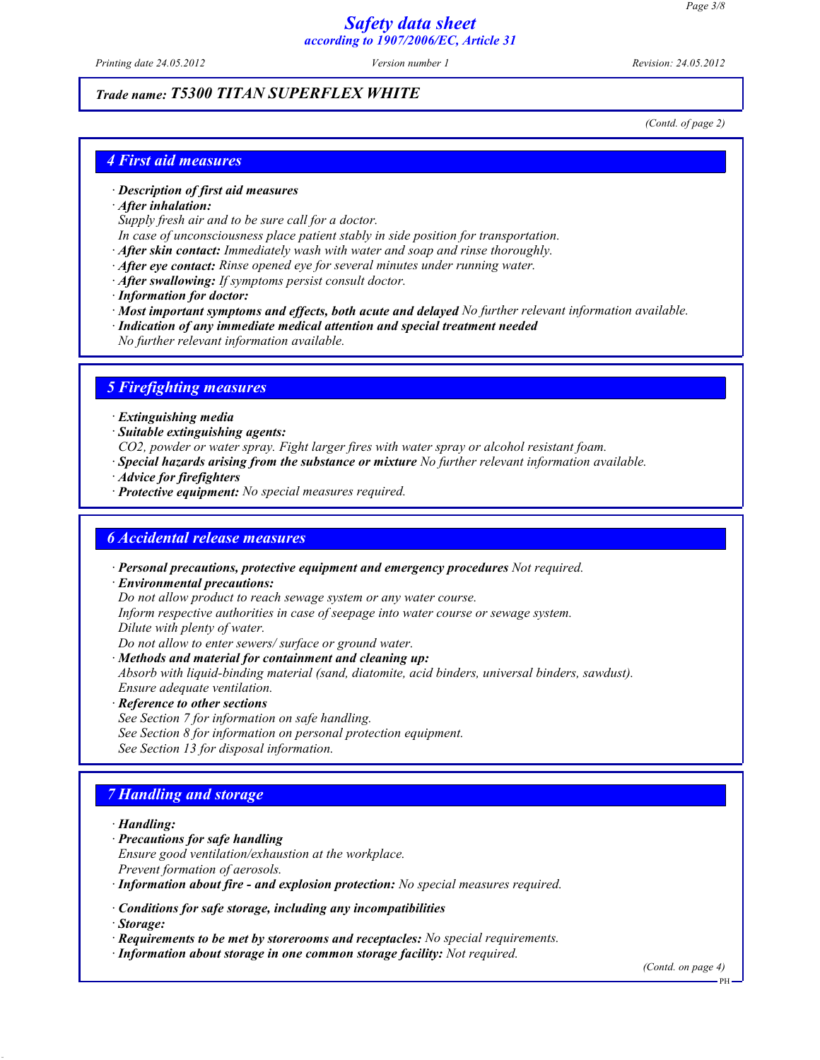## Trade name: T5300 TITAN SUPERFLEX WHITE

(Contd. of page 2)

## 4 First aid measures

- **Description of first aid measures**
- **After inhalation:**
  Supply fresh air and to be sure call for a doctor.
  In case of unconsciousness place patient stably in side position for transportation.
- **After skin contact:** Immediately wash with water and soap and rinse thoroughly.
- **After eye contact:** Rinse opened eye for several minutes under running water.
- **After swallowing:** If symptoms persist consult doctor.
- **Information for doctor:**
- **Most important symptoms and effects, both acute and delayed** No further relevant information available.
- **Indication of any immediate medical attention and special treatment needed**
  No further relevant information available.

## 5 Firefighting measures

- **Extinguishing media**
- **Suitable extinguishing agents:**
  $CO_2$, powder or water spray. Fight larger fires with water spray or alcohol resistant foam.
- **Special hazards arising from the substance or mixture** No further relevant information available.
- **Advice for firefighters**
- **Protective equipment:** No special measures required.

## 6 Accidental release measures

- **Personal precautions, protective equipment and emergency procedures** Not required.
- **Environmental precautions:**
  Do not allow product to reach sewage system or any water course.
  Inform respective authorities in case of seepage into water course or sewage system.
  Dilute with plenty of water.
  Do not allow to enter sewers/ surface or ground water.
- **Methods and material for containment and cleaning up:**
  Absorb with liquid-binding material (sand, diatomite, acid binders, universal binders, sawdust).
  Ensure adequate ventilation.
- **Reference to other sections**
  See Section 7 for information on safe handling.
  See Section 8 for information on personal protection equipment.
  See Section 13 for disposal information.

## 7 Handling and storage

- **Handling:**
- **Precautions for safe handling**
  Ensure good ventilation/exhaustion at the workplace.
  Prevent formation of aerosols.
- **Information about fire - and explosion protection:** No special measures required.

- **Conditions for safe storage, including any incompatibilities**
- **Storage:**
- **Requirements to be met by storerooms and receptacles:** No special requirements.
- **Information about storage in one common storage facility:** Not required.

(Contd. on page 4)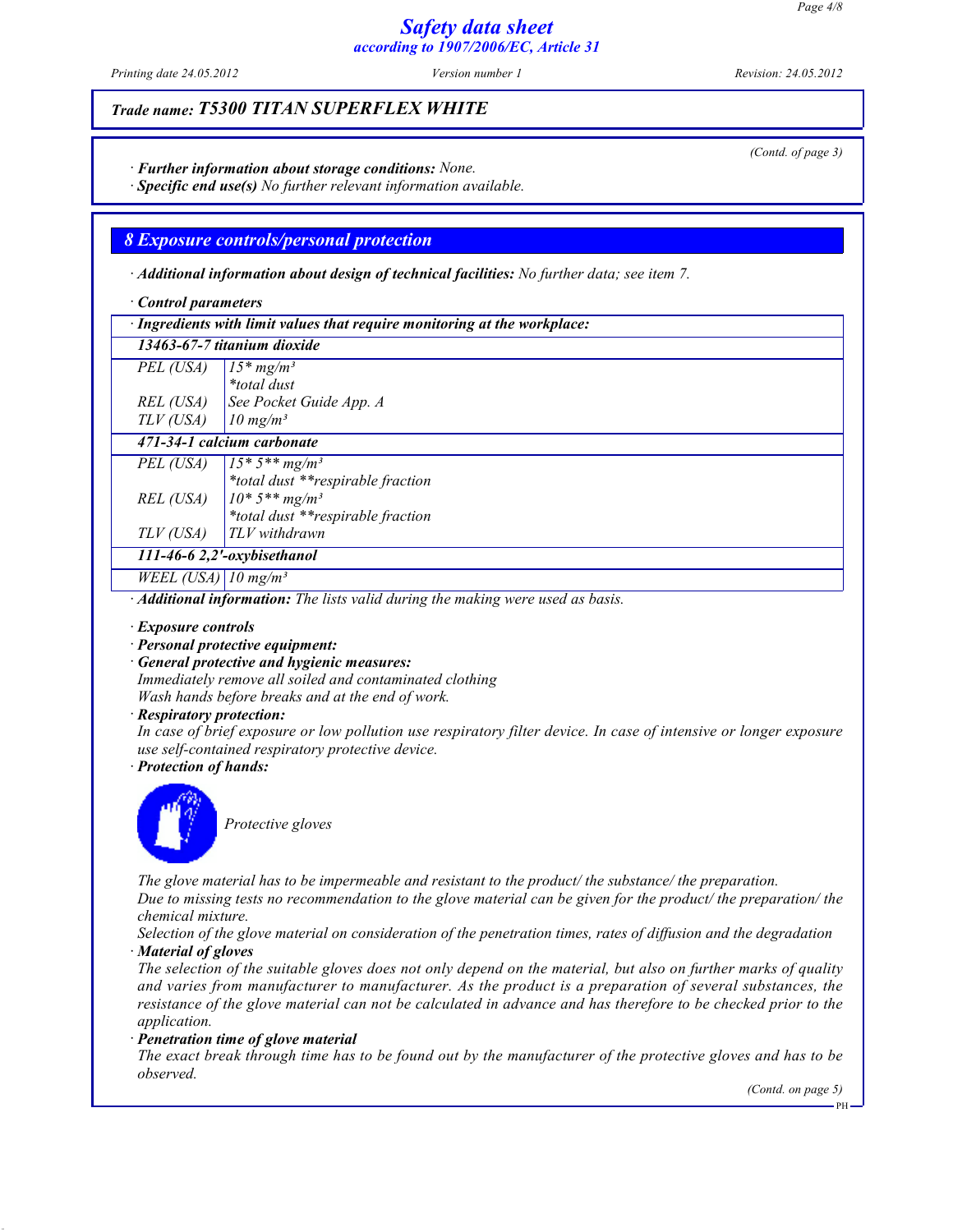**Trade name: T5300 TITAN SUPERFLEX WHITE**

(Contd. of page 3)

· **Further information about storage conditions:** None.
· **Specific end use(s)** No further relevant information available.

## 8 Exposure controls/personal protection

· **Additional information about design of technical facilities:** No further data; see item 7.

· **Control parameters**

| · Ingredients with limit values that require monitoring at the workplace: | |
|---|---|
| **13463-67-7 titanium dioxide** | |
| PEL (USA) | 15* mg/m³<br>*total dust |
| REL (USA) | See Pocket Guide App. A |
| TLV (USA) | 10 mg/m³ |
| **471-34-1 calcium carbonate** | |
| PEL (USA) | 15* 5** mg/m³<br>*total dust **respirable fraction |
| REL (USA) | 10* 5** mg/m³<br>*total dust **respirable fraction |
| TLV (USA) | TLV withdrawn |
| **111-46-6 2,2'-oxybisethanol** | |
| WEEL (USA) | 10 mg/m³ |

· **Additional information:** The lists valid during the making were used as basis.

· **Exposure controls**
· **Personal protective equipment:**
· **General protective and hygienic measures:**
Immediately remove all soiled and contaminated clothing
Wash hands before breaks and at the end of work.
· **Respiratory protection:**
In case of brief exposure or low pollution use respiratory filter device. In case of intensive or longer exposure use self-contained respiratory protective device.
· **Protection of hands:**

Protective gloves

The glove material has to be impermeable and resistant to the product/ the substance/ the preparation.
Due to missing tests no recommendation to the glove material can be given for the product/ the preparation/ the chemical mixture.
Selection of the glove material on consideration of the penetration times, rates of diffusion and the degradation
· **Material of gloves**
The selection of the suitable gloves does not only depend on the material, but also on further marks of quality and varies from manufacturer to manufacturer. As the product is a preparation of several substances, the resistance of the glove material can not be calculated in advance and has therefore to be checked prior to the application.
· **Penetration time of glove material**
The exact break through time has to be found out by the manufacturer of the protective gloves and has to be observed.

(Contd. on page 5)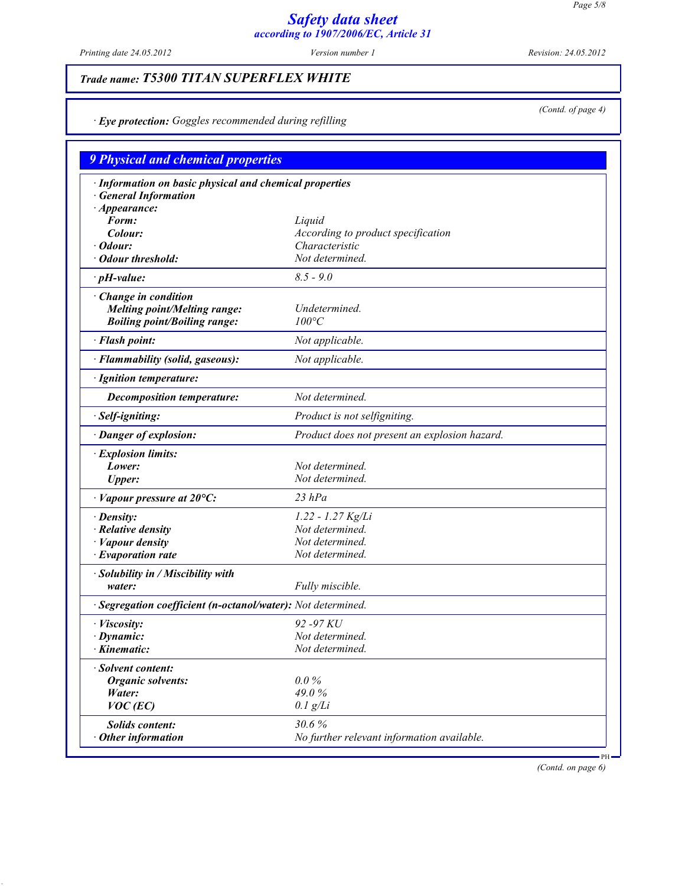**Trade name: T5300 TITAN SUPERFLEX WHITE**

(Contd. of page 4)

· **Eye protection:** Goggles recommended during refilling

## 9 Physical and chemical properties

| Property | Value |
|---|---|
| · **Information on basic physical and chemical properties** | |
| · **General Information** | |
| · **Appearance:** | |
| **Form:** | Liquid |
| **Colour:** | According to product specification |
| · **Odour:** | Characteristic |
| · **Odour threshold:** | Not determined. |
| · **pH-value:** | 8.5 - 9.0 |
| · **Change in condition** | |
| **Melting point/Melting range:** | Undetermined. |
| **Boiling point/Boiling range:** | 100°C |
| · **Flash point:** | Not applicable. |
| · **Flammability (solid, gaseous):** | Not applicable. |
| · **Ignition temperature:** | |
| **Decomposition temperature:** | Not determined. |
| · **Self-igniting:** | Product is not selfigniting. |
| · **Danger of explosion:** | Product does not present an explosion hazard. |
| · **Explosion limits:** | |
| **Lower:** | Not determined. |
| **Upper:** | Not determined. |
| · **Vapour pressure at 20°C:** | 23 hPa |
| · **Density:** | 1.22 - 1.27 Kg/Li |
| · **Relative density** | Not determined. |
| · **Vapour density** | Not determined. |
| · **Evaporation rate** | Not determined. |
| · **Solubility in / Miscibility with** | |
| **water:** | Fully miscible. |
| · **Segregation coefficient (n-octanol/water):** | Not determined. |
| · **Viscosity:** | 92 -97 KU |
| · **Dynamic:** | Not determined. |
| · **Kinematic:** | Not determined. |
| · **Solvent content:** | |
| **Organic solvents:** | 0.0 % |
| **Water:** | 49.0 % |
| **VOC (EC)** | 0.1 g/Li |
| **Solids content:** | 30.6 % |
| · **Other information** | No further relevant information available. |

(Contd. on page 6)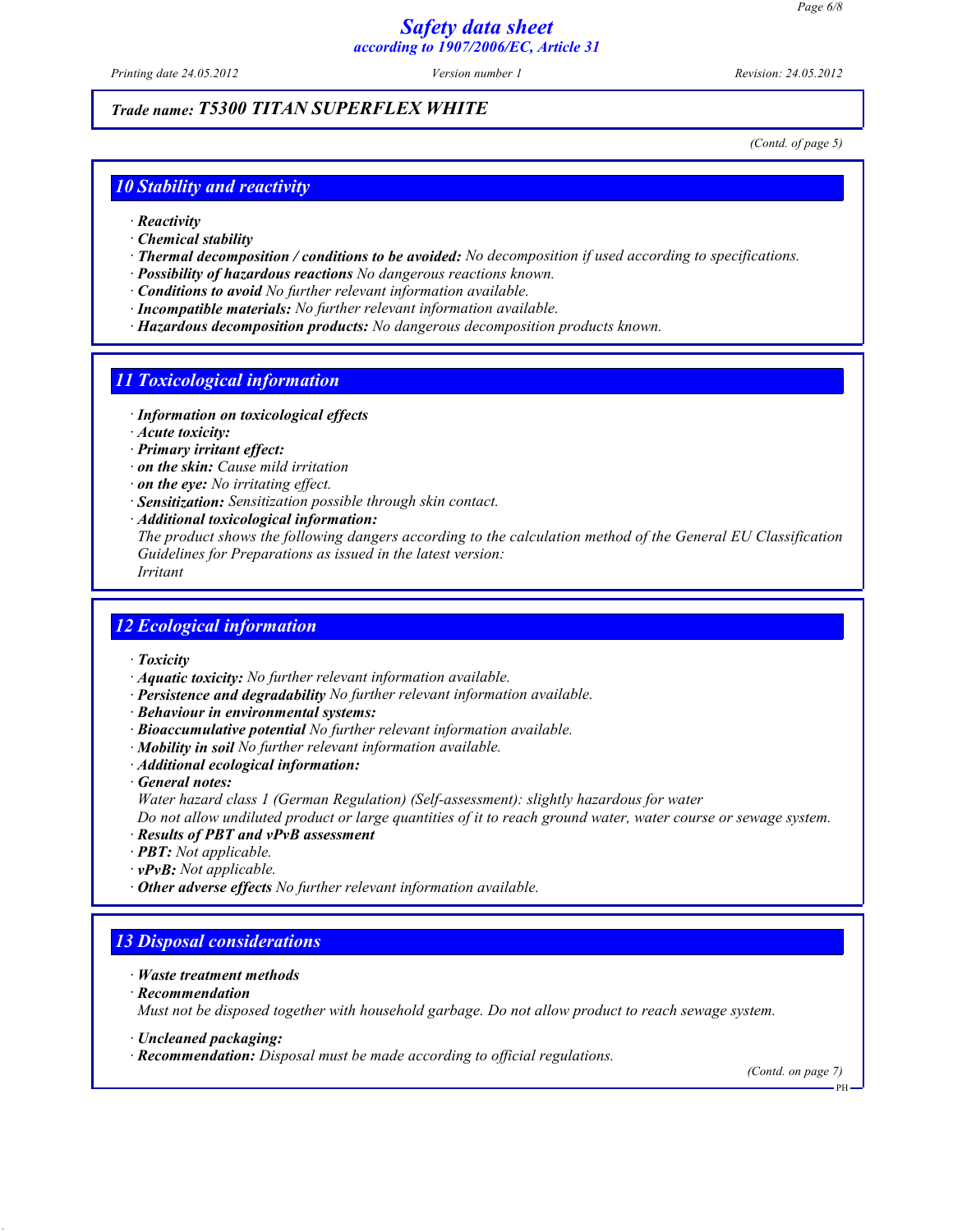**Trade name: T5300 TITAN SUPERFLEX WHITE**

(Contd. of page 5)

## 10 Stability and reactivity

- **Reactivity**
- **Chemical stability**
- **Thermal decomposition / conditions to be avoided:** No decomposition if used according to specifications.
- **Possibility of hazardous reactions** No dangerous reactions known.
- **Conditions to avoid** No further relevant information available.
- **Incompatible materials:** No further relevant information available.
- **Hazardous decomposition products:** No dangerous decomposition products known.

## 11 Toxicological information

- **Information on toxicological effects**
- **Acute toxicity:**
- **Primary irritant effect:**
- **on the skin:** Cause mild irritation
- **on the eye:** No irritating effect.
- **Sensitization:** Sensitization possible through skin contact.
- **Additional toxicological information:**

  The product shows the following dangers according to the calculation method of the General EU Classification Guidelines for Preparations as issued in the latest version:

  Irritant

## 12 Ecological information

- **Toxicity**
- **Aquatic toxicity:** No further relevant information available.
- **Persistence and degradability** No further relevant information available.
- **Behaviour in environmental systems:**
- **Bioaccumulative potential** No further relevant information available.
- **Mobility in soil** No further relevant information available.
- **Additional ecological information:**
- **General notes:**

  Water hazard class 1 (German Regulation) (Self-assessment): slightly hazardous for water

  Do not allow undiluted product or large quantities of it to reach ground water, water course or sewage system.
- **Results of PBT and vPvB assessment**
- **PBT:** Not applicable.
- **vPvB:** Not applicable.
- **Other adverse effects** No further relevant information available.

## 13 Disposal considerations

- **Waste treatment methods**
- **Recommendation**

  Must not be disposed together with household garbage. Do not allow product to reach sewage system.

- **Uncleaned packaging:**
- **Recommendation:** Disposal must be made according to official regulations.

(Contd. on page 7)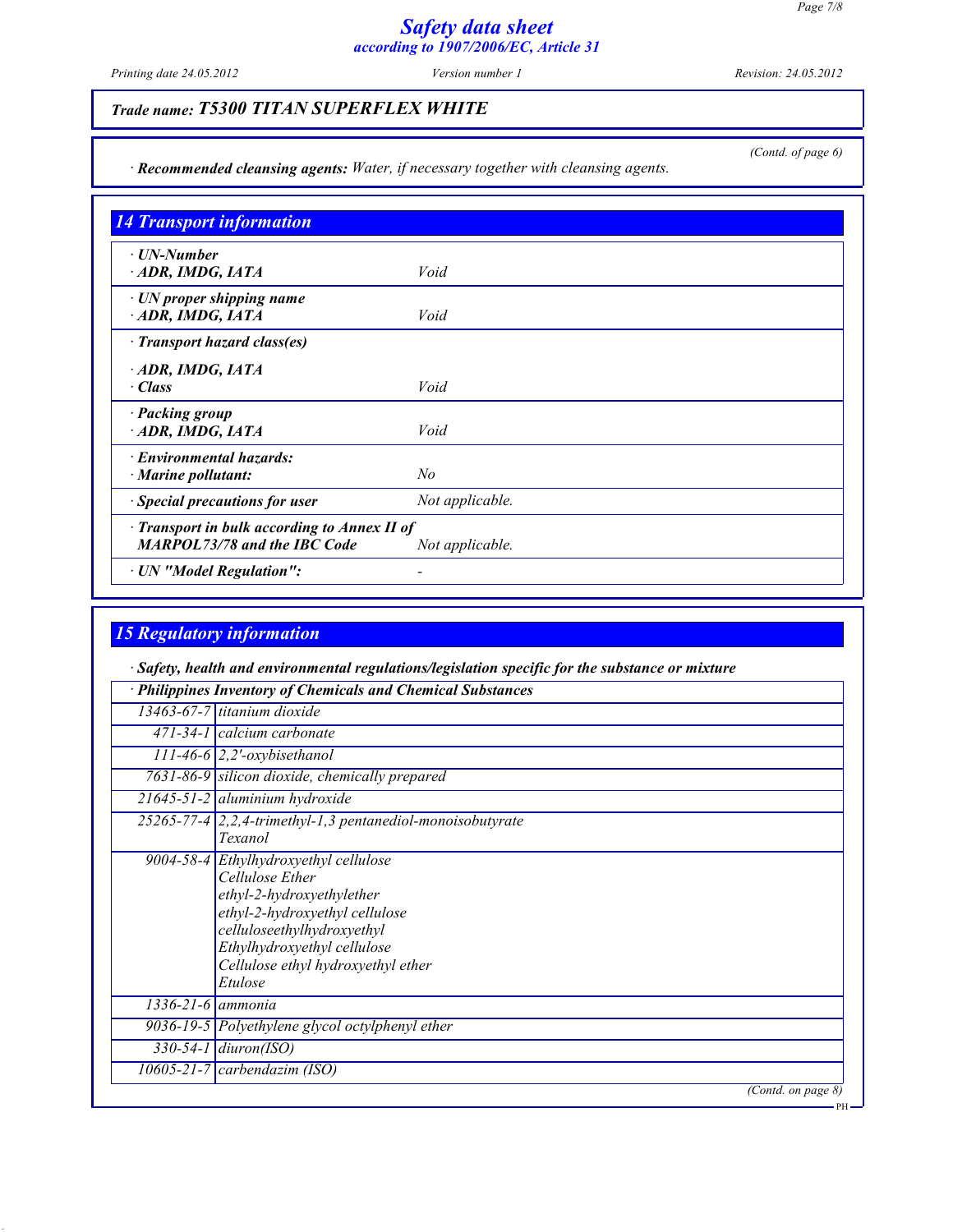## Trade name: T5300 TITAN SUPERFLEX WHITE

(Contd. of page 6)

· **Recommended cleansing agents:** *Water, if necessary together with cleansing agents.*

## 14 Transport information

| | |
|---|---|
| · **UN-Number**<br>· **ADR, IMDG, IATA** | *Void* |
| · **UN proper shipping name**<br>· **ADR, IMDG, IATA** | *Void* |
| · **Transport hazard class(es)**<br>· **ADR, IMDG, IATA**<br>· **Class** | *Void* |
| · **Packing group**<br>· **ADR, IMDG, IATA** | *Void* |
| · **Environmental hazards:**<br>· **Marine pollutant:** | *No* |
| · **Special precautions for user** | *Not applicable.* |
| · **Transport in bulk according to Annex II of MARPOL73/78 and the IBC Code** | *Not applicable.* |
| · **UN "Model Regulation":** | - |

## 15 Regulatory information

· **Safety, health and environmental regulations/legislation specific for the substance or mixture**

| · **Philippines Inventory of Chemicals and Chemical Substances** | |
|---|---|
| 13463-67-7 | titanium dioxide |
| 471-34-1 | calcium carbonate |
| 111-46-6 | 2,2'-oxybisethanol |
| 7631-86-9 | silicon dioxide, chemically prepared |
| 21645-51-2 | aluminium hydroxide |
| 25265-77-4 | 2,2,4-trimethyl-1,3 pentanediol-monoisobutyrate<br>Texanol |
| 9004-58-4 | Ethylhydroxyethyl cellulose<br>Cellulose Ether<br>ethyl-2-hydroxyethylether<br>ethyl-2-hydroxyethyl cellulose<br>celluloseethylhydroxyethyl<br>Ethylhydroxyethyl cellulose<br>Cellulose ethyl hydroxyethyl ether<br>Etulose |
| 1336-21-6 | ammonia |
| 9036-19-5 | Polyethylene glycol octylphenyl ether |
| 330-54-1 | diuron(ISO) |
| 10605-21-7 | carbendazim (ISO) |

(Contd. on page 8)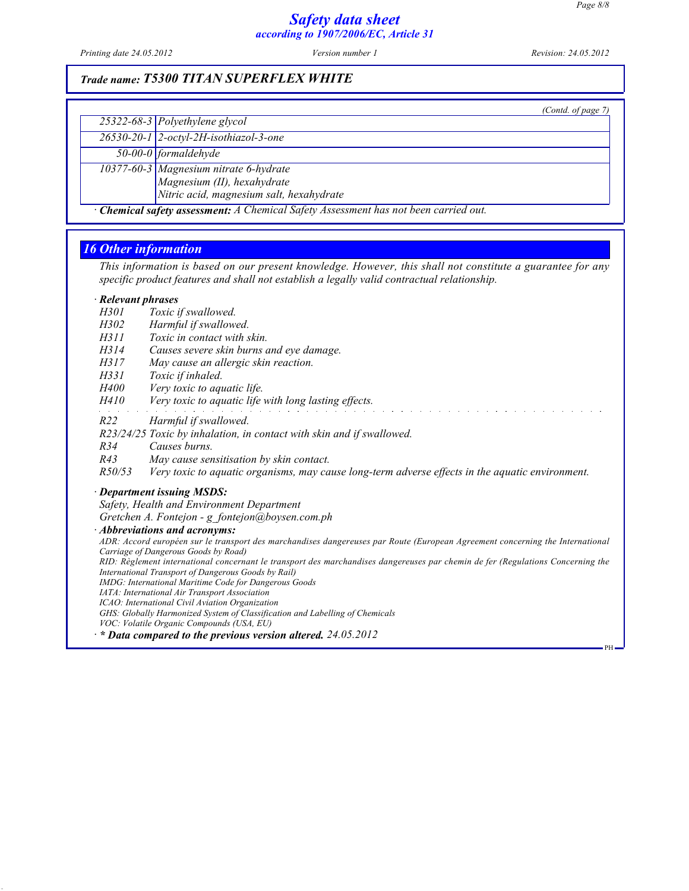## Trade name: T5300 TITAN SUPERFLEX WHITE

(Contd. of page 7)

| | |
|---|---|
| 25322-68-3 | Polyethylene glycol |
| 26530-20-1 | 2-octyl-2H-isothiazol-3-one |
| 50-00-0 | formaldehyde |
| 10377-60-3 | Magnesium nitrate 6-hydrate<br>Magnesium (II), hexahydrate<br>Nitric acid, magnesium salt, hexahydrate |

· **Chemical safety assessment:** A Chemical Safety Assessment has not been carried out.

## 16 Other information

This information is based on our present knowledge. However, this shall not constitute a guarantee for any specific product features and shall not establish a legally valid contractual relationship.

· **Relevant phrases**

H301 Toxic if swallowed.
H302 Harmful if swallowed.
H311 Toxic in contact with skin.
H314 Causes severe skin burns and eye damage.
H317 May cause an allergic skin reaction.
H331 Toxic if inhaled.
H400 Very toxic to aquatic life.
H410 Very toxic to aquatic life with long lasting effects.

R22 Harmful if swallowed.
R23/24/25 Toxic by inhalation, in contact with skin and if swallowed.
R34 Causes burns.
R43 May cause sensitisation by skin contact.
R50/53 Very toxic to aquatic organisms, may cause long-term adverse effects in the aquatic environment.

· **Department issuing MSDS:**
Safety, Health and Environment Department
Gretchen A. Fontejon - g_fontejon@boysen.com.ph

· **Abbreviations and acronyms:**
ADR: Accord européen sur le transport des marchandises dangereuses par Route (European Agreement concerning the International Carriage of Dangerous Goods by Road)
RID: Règlement international concernant le transport des marchandises dangereuses par chemin de fer (Regulations Concerning the International Transport of Dangerous Goods by Rail)
IMDG: International Maritime Code for Dangerous Goods
IATA: International Air Transport Association
ICAO: International Civil Aviation Organization
GHS: Globally Harmonized System of Classification and Labelling of Chemicals
VOC: Volatile Organic Compounds (USA, EU)

· **\* Data compared to the previous version altered.** 24.05.2012